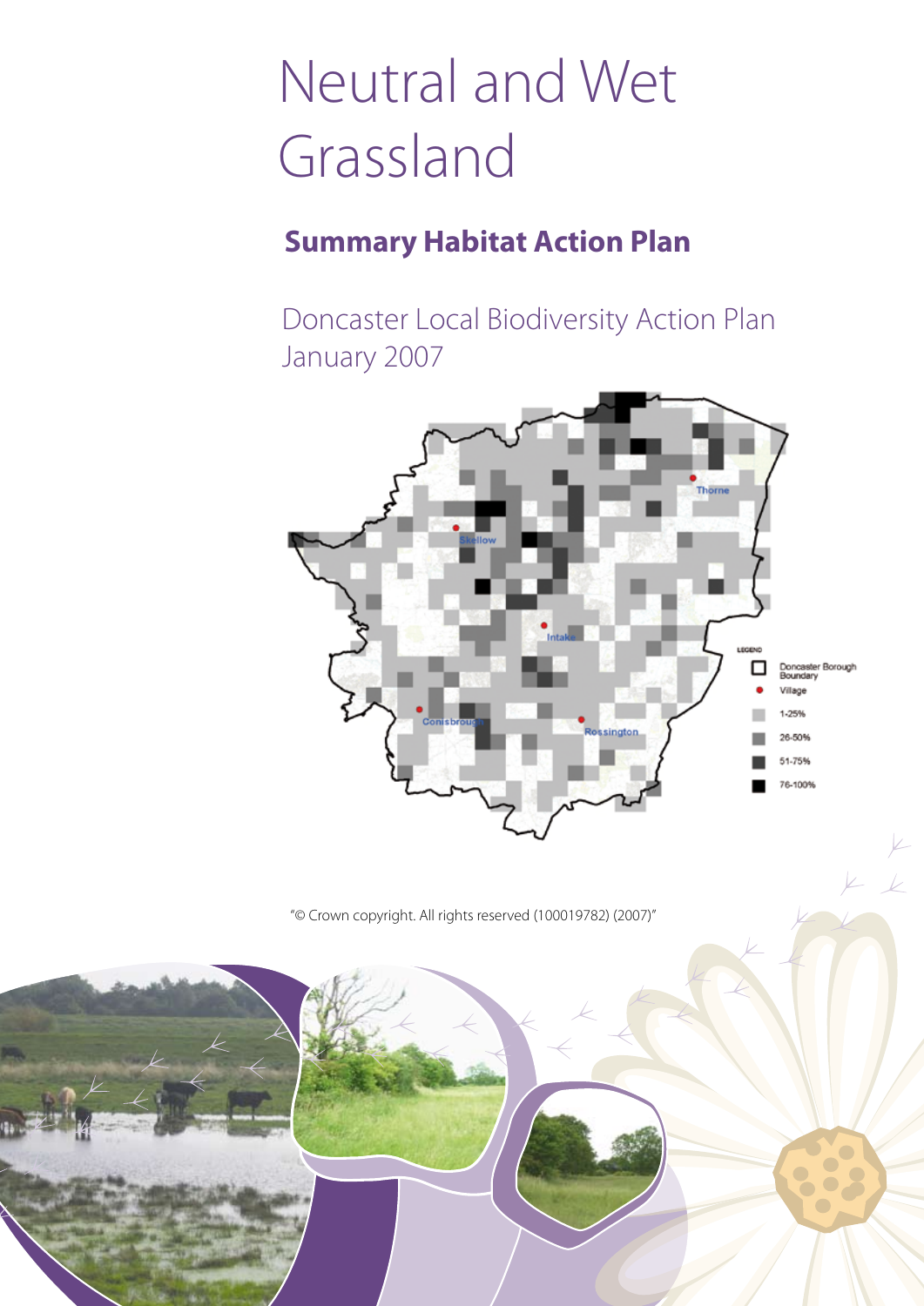# Neutral and Wet Grassland

## Summary Habitat Action Plan

Doncaster Local Biodiversity Action Plan
January 2007

LEGEND

- Doncaster Borough Boundary
- Village
- 1-25%
- 26-50%
- 51-75%
- 76-100%

Thorne

Skellow

Intake

Conisbrough

Rossington

"© Crown copyright. All rights reserved (100019782) (2007)"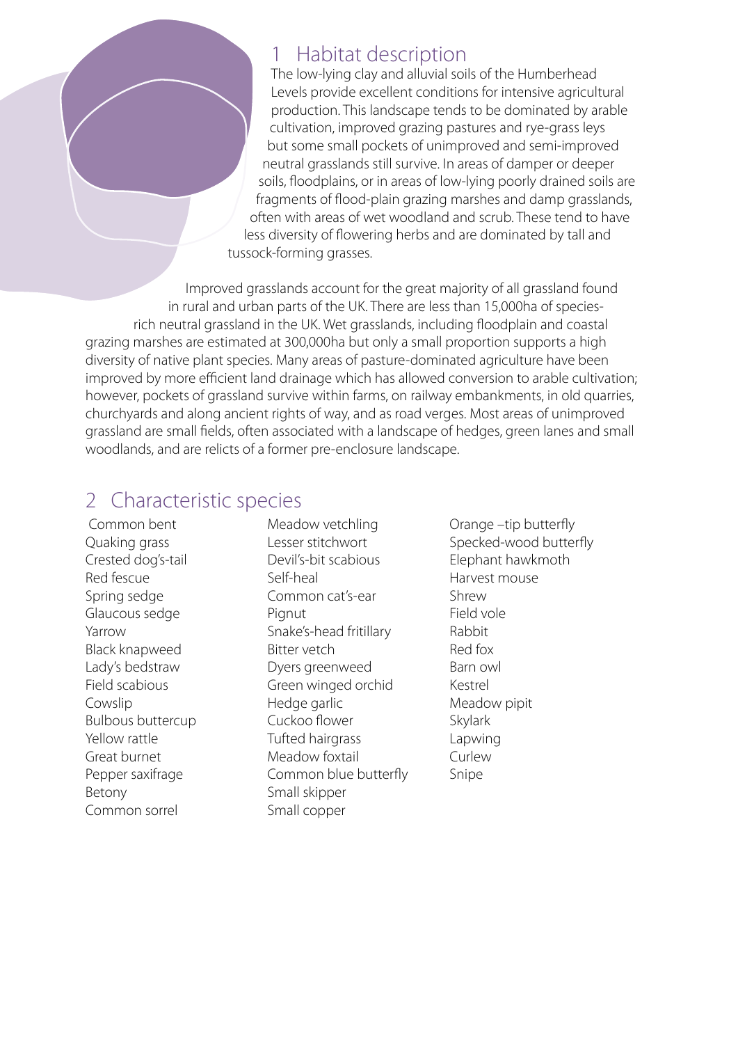## 1 Habitat description

The low-lying clay and alluvial soils of the Humberhead Levels provide excellent conditions for intensive agricultural production. This landscape tends to be dominated by arable cultivation, improved grazing pastures and rye-grass leys but some small pockets of unimproved and semi-improved neutral grasslands still survive. In areas of damper or deeper soils, floodplains, or in areas of low-lying poorly drained soils are fragments of flood-plain grazing marshes and damp grasslands, often with areas of wet woodland and scrub. These tend to have less diversity of flowering herbs and are dominated by tall and tussock-forming grasses.

Improved grasslands account for the great majority of all grassland found in rural and urban parts of the UK. There are less than 15,000ha of species-rich neutral grassland in the UK. Wet grasslands, including floodplain and coastal grazing marshes are estimated at 300,000ha but only a small proportion supports a high diversity of native plant species. Many areas of pasture-dominated agriculture have been improved by more efficient land drainage which has allowed conversion to arable cultivation; however, pockets of grassland survive within farms, on railway embankments, in old quarries, churchyards and along ancient rights of way, and as road verges. Most areas of unimproved grassland are small fields, often associated with a landscape of hedges, green lanes and small woodlands, and are relicts of a former pre-enclosure landscape.

## 2 Characteristic species

- Common bent
- Quaking grass
- Crested dog's-tail
- Red fescue
- Spring sedge
- Glaucous sedge
- Yarrow
- Black knapweed
- Lady's bedstraw
- Field scabious
- Cowslip
- Bulbous buttercup
- Yellow rattle
- Great burnet
- Pepper saxifrage
- Betony
- Common sorrel
- Meadow vetchling
- Lesser stitchwort
- Devil's-bit scabious
- Self-heal
- Common cat's-ear
- Pignut
- Snake's-head fritillary
- Bitter vetch
- Dyers greenweed
- Green winged orchid
- Hedge garlic
- Cuckoo flower
- Tufted hairgrass
- Meadow foxtail
- Common blue butterfly
- Small skipper
- Small copper
- Orange –tip butterfly
- Specked-wood butterfly
- Elephant hawkmoth
- Harvest mouse
- Shrew
- Field vole
- Rabbit
- Red fox
- Barn owl
- Kestrel
- Meadow pipit
- Skylark
- Lapwing
- Curlew
- Snipe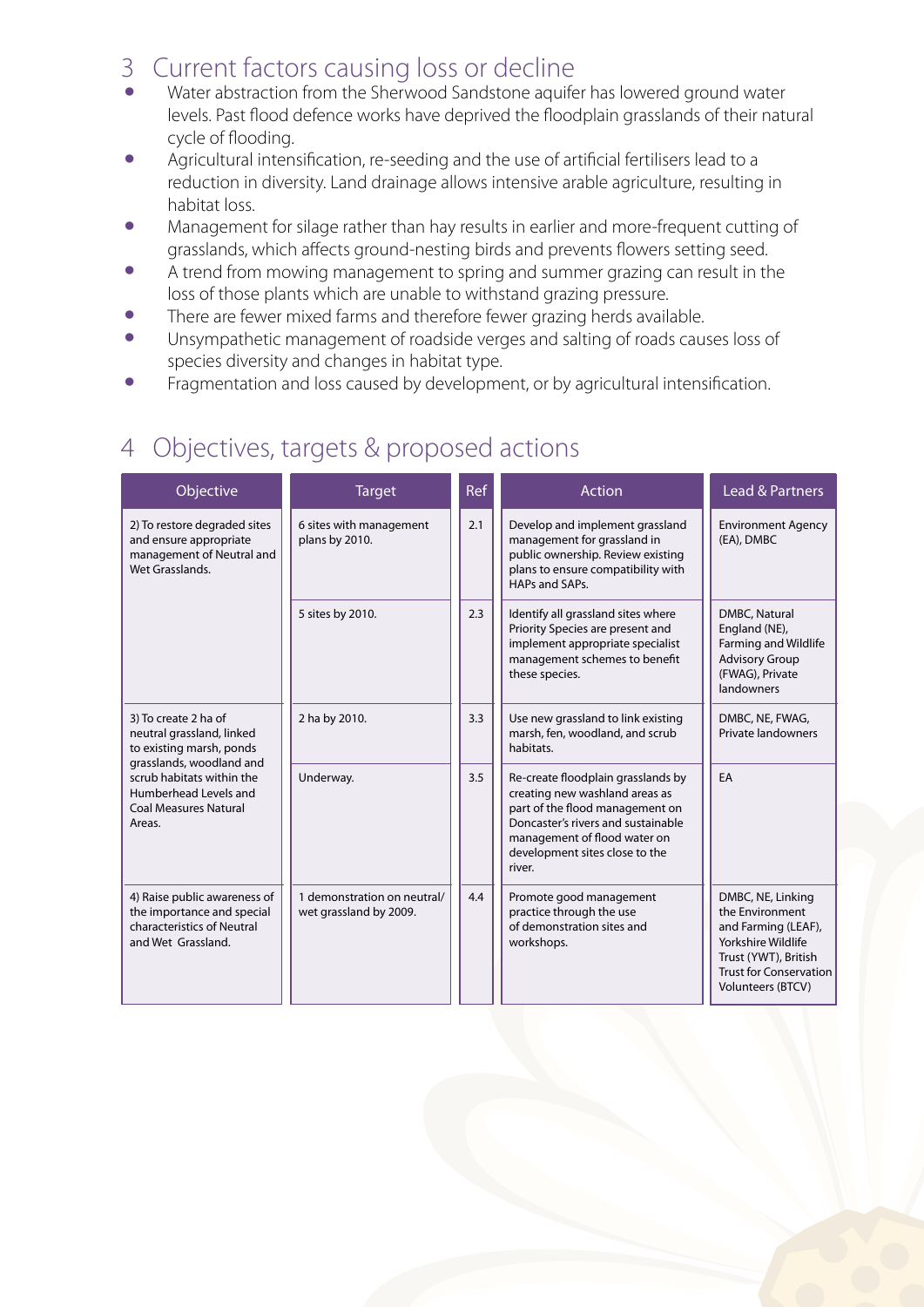## 3 Current factors causing loss or decline

- Water abstraction from the Sherwood Sandstone aquifer has lowered ground water levels. Past flood defence works have deprived the floodplain grasslands of their natural cycle of flooding.
- Agricultural intensification, re-seeding and the use of artificial fertilisers lead to a reduction in diversity. Land drainage allows intensive arable agriculture, resulting in habitat loss.
- Management for silage rather than hay results in earlier and more-frequent cutting of grasslands, which affects ground-nesting birds and prevents flowers setting seed.
- A trend from mowing management to spring and summer grazing can result in the loss of those plants which are unable to withstand grazing pressure.
- There are fewer mixed farms and therefore fewer grazing herds available.
- Unsympathetic management of roadside verges and salting of roads causes loss of species diversity and changes in habitat type.
- Fragmentation and loss caused by development, or by agricultural intensification.

## 4 Objectives, targets & proposed actions

| Objective | Target | Ref | Action | Lead & Partners |
|---|---|---|---|---|
| 2) To restore degraded sites and ensure appropriate management of Neutral and Wet Grasslands. | 6 sites with management plans by 2010. | 2.1 | Develop and implement grassland management for grassland in public ownership. Review existing plans to ensure compatibility with HAPs and SAPs. | Environment Agency (EA), DMBC |
| | 5 sites by 2010. | 2.3 | Identify all grassland sites where Priority Species are present and implement appropriate specialist management schemes to benefit these species. | DMBC, Natural England (NE), Farming and Wildlife Advisory Group (FWAG), Private landowners |
| 3) To create 2 ha of neutral grassland, linked to existing marsh, ponds grasslands, woodland and scrub habitats within the Humberhead Levels and Coal Measures Natural Areas. | 2 ha by 2010. | 3.3 | Use new grassland to link existing marsh, fen, woodland, and scrub habitats. | DMBC, NE, FWAG, Private landowners |
| | Underway. | 3.5 | Re-create floodplain grasslands by creating new washland areas as part of the flood management on Doncaster's rivers and sustainable management of flood water on development sites close to the river. | EA |
| 4) Raise public awareness of the importance and special characteristics of Neutral and Wet Grassland. | 1 demonstration on neutral/ wet grassland by 2009. | 4.4 | Promote good management practice through the use of demonstration sites and workshops. | DMBC, NE, Linking the Environment and Farming (LEAF), Yorkshire Wildlife Trust (YWT), British Trust for Conservation Volunteers (BTCV) |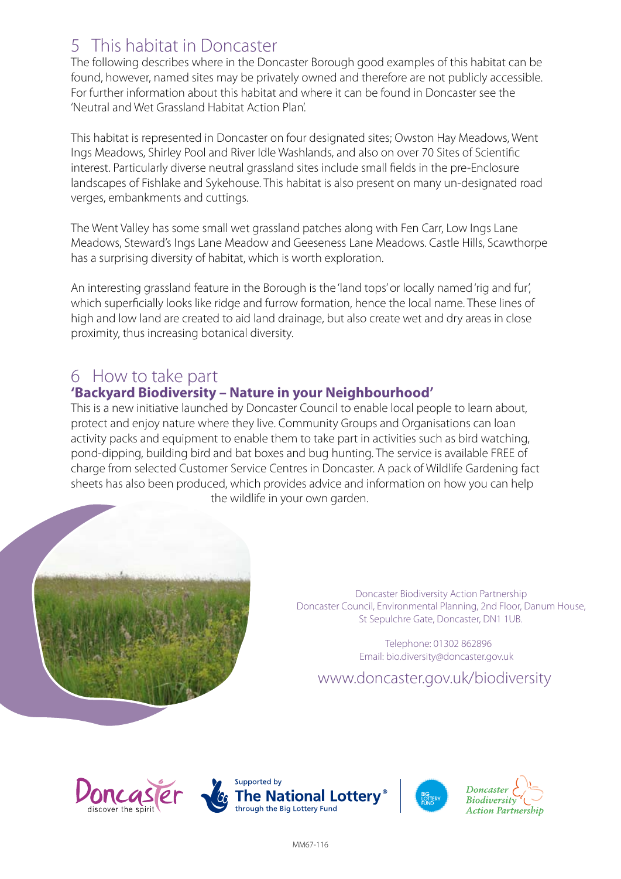## 5 This habitat in Doncaster

The following describes where in the Doncaster Borough good examples of this habitat can be found, however, named sites may be privately owned and therefore are not publicly accessible. For further information about this habitat and where it can be found in Doncaster see the 'Neutral and Wet Grassland Habitat Action Plan'.

This habitat is represented in Doncaster on four designated sites; Owston Hay Meadows, Went Ings Meadows, Shirley Pool and River Idle Washlands, and also on over 70 Sites of Scientific interest. Particularly diverse neutral grassland sites include small fields in the pre-Enclosure landscapes of Fishlake and Sykehouse. This habitat is also present on many un-designated road verges, embankments and cuttings.

The Went Valley has some small wet grassland patches along with Fen Carr, Low Ings Lane Meadows, Steward's Ings Lane Meadow and Geeseness Lane Meadows. Castle Hills, Scawthorpe has a surprising diversity of habitat, which is worth exploration.

An interesting grassland feature in the Borough is the 'land tops' or locally named 'rig and fur', which superficially looks like ridge and furrow formation, hence the local name. These lines of high and low land are created to aid land drainage, but also create wet and dry areas in close proximity, thus increasing botanical diversity.

## 6 How to take part

### 'Backyard Biodiversity – Nature in your Neighbourhood'

This is a new initiative launched by Doncaster Council to enable local people to learn about, protect and enjoy nature where they live. Community Groups and Organisations can loan activity packs and equipment to enable them to take part in activities such as bird watching, pond-dipping, building bird and bat boxes and bug hunting. The service is available FREE of charge from selected Customer Service Centres in Doncaster. A pack of Wildlife Gardening fact sheets has also been produced, which provides advice and information on how you can help the wildlife in your own garden.

Doncaster Biodiversity Action Partnership
Doncaster Council, Environmental Planning, 2nd Floor, Danum House, St Sepulchre Gate, Doncaster, DN1 1UB.

Telephone: 01302 862896
Email: bio.diversity@doncaster.gov.uk

www.doncaster.gov.uk/biodiversity

Doncaster discover the spirit

Supported by The National Lottery® through the Big Lottery Fund

Big Lottery Fund

Doncaster Biodiversity Action Partnership

MM67-116